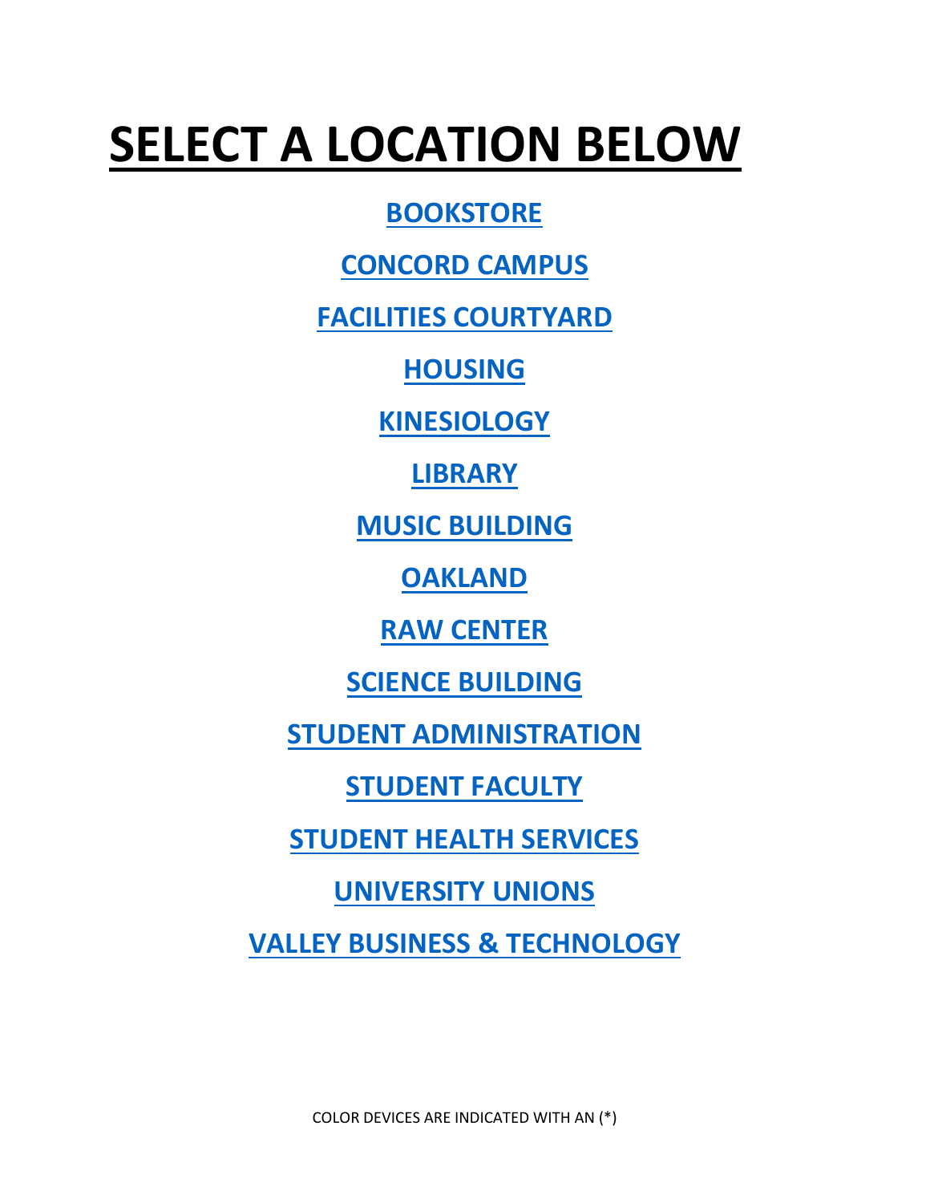# SELECT A LOCATION BELOW

**BOOKSTORE**

**CONCORD CAMPUS**

**FACILITIES COURTYARD**

**HOUSING**

**KINESIOLOGY**

**LIBRARY**

**MUSIC BUILDING**

**OAKLAND**

**RAW CENTER**

**SCIENCE BUILDING**

**STUDENT ADMINISTRATION**

**STUDENT FACULTY**

**STUDENT HEALTH SERVICES**

**UNIVERSITY UNIONS**

**VALLEY BUSINESS & TECHNOLOGY**

COLOR DEVICES ARE INDICATED WITH AN (*)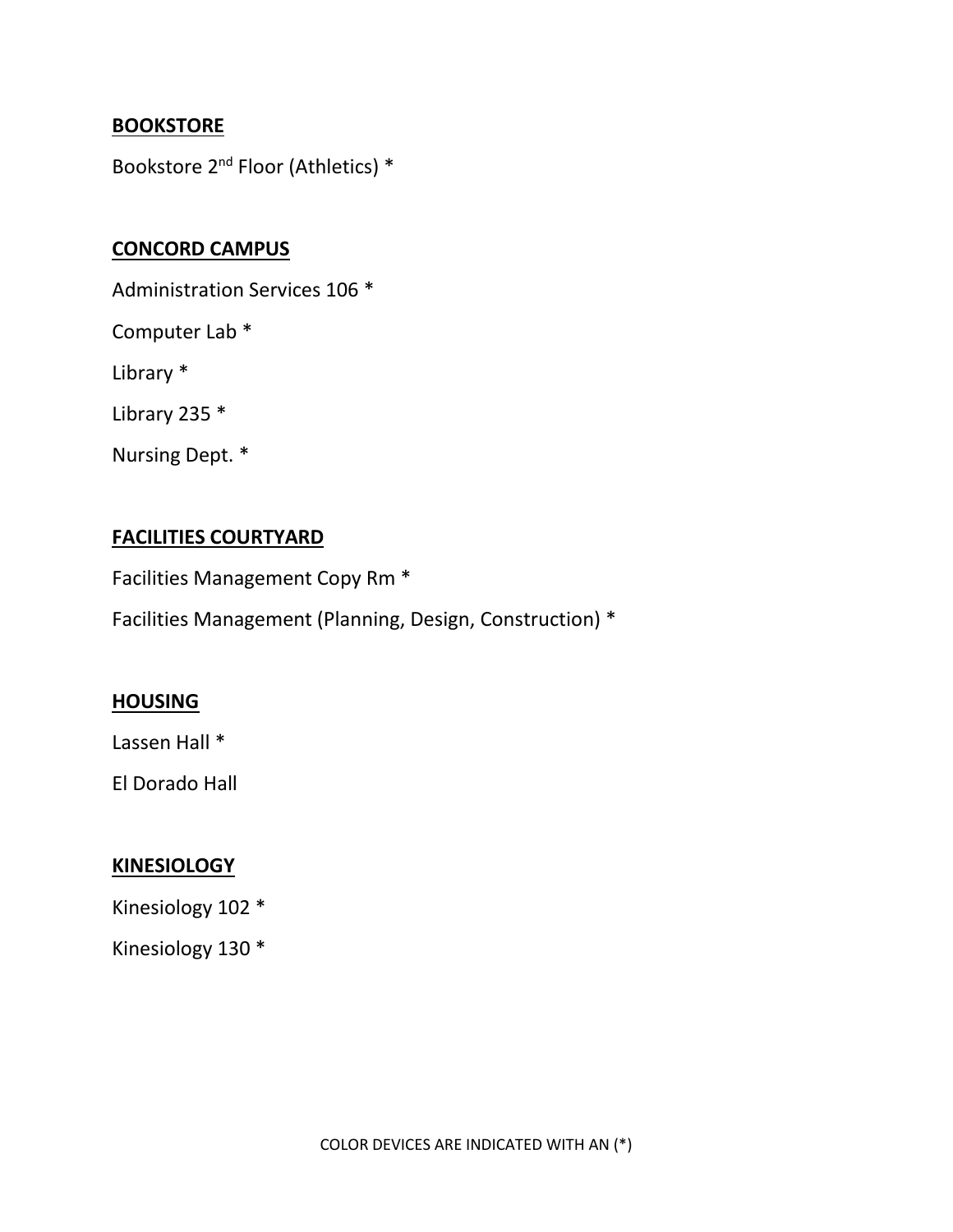**BOOKSTORE**

Bookstore 2nd Floor (Athletics) *

**CONCORD CAMPUS**

Administration Services 106 *

Computer Lab *

Library *

Library 235 *

Nursing Dept. *

**FACILITIES COURTYARD**

Facilities Management Copy Rm *

Facilities Management (Planning, Design, Construction) *

**HOUSING**

Lassen Hall *

El Dorado Hall

**KINESIOLOGY**

Kinesiology 102 *

Kinesiology 130 *

COLOR DEVICES ARE INDICATED WITH AN (*)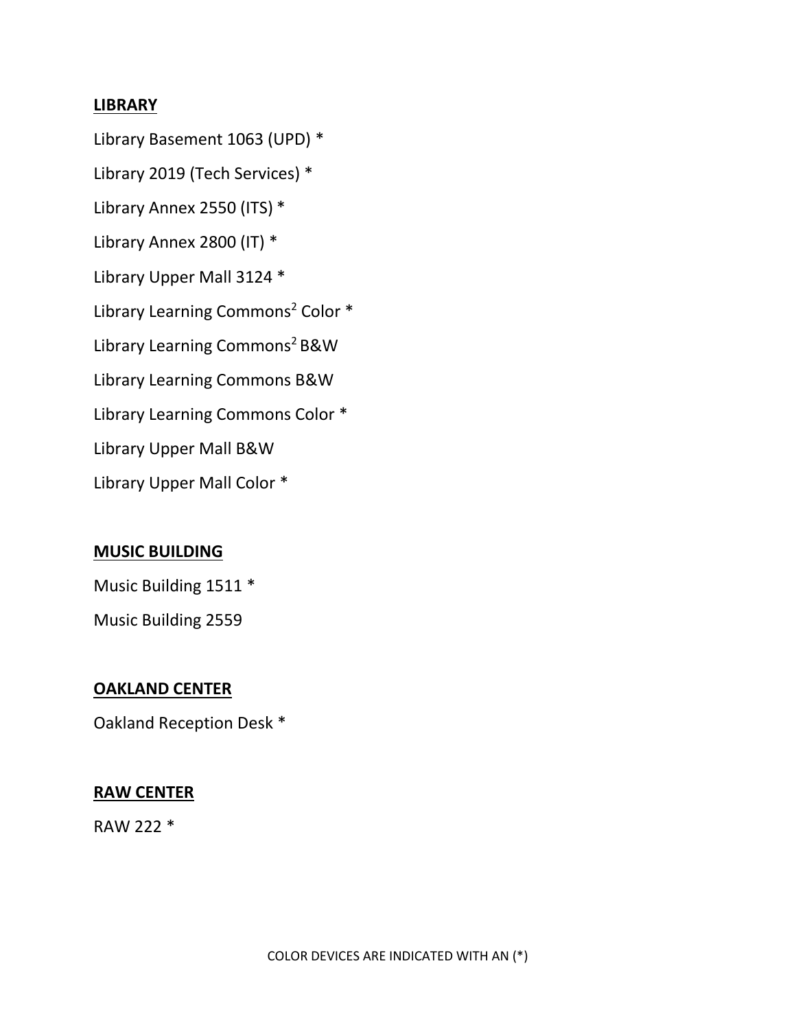**LIBRARY**

Library Basement 1063 (UPD) *

Library 2019 (Tech Services) *

Library Annex 2550 (ITS) *

Library Annex 2800 (IT) *

Library Upper Mall 3124 *

Library Learning Commons[2] Color *

Library Learning Commons[2] B&W

Library Learning Commons B&W

Library Learning Commons Color *

Library Upper Mall B&W

Library Upper Mall Color *

**MUSIC BUILDING**

Music Building 1511 *

Music Building 2559

**OAKLAND CENTER**

Oakland Reception Desk *

**RAW CENTER**

RAW 222 *

COLOR DEVICES ARE INDICATED WITH AN (*)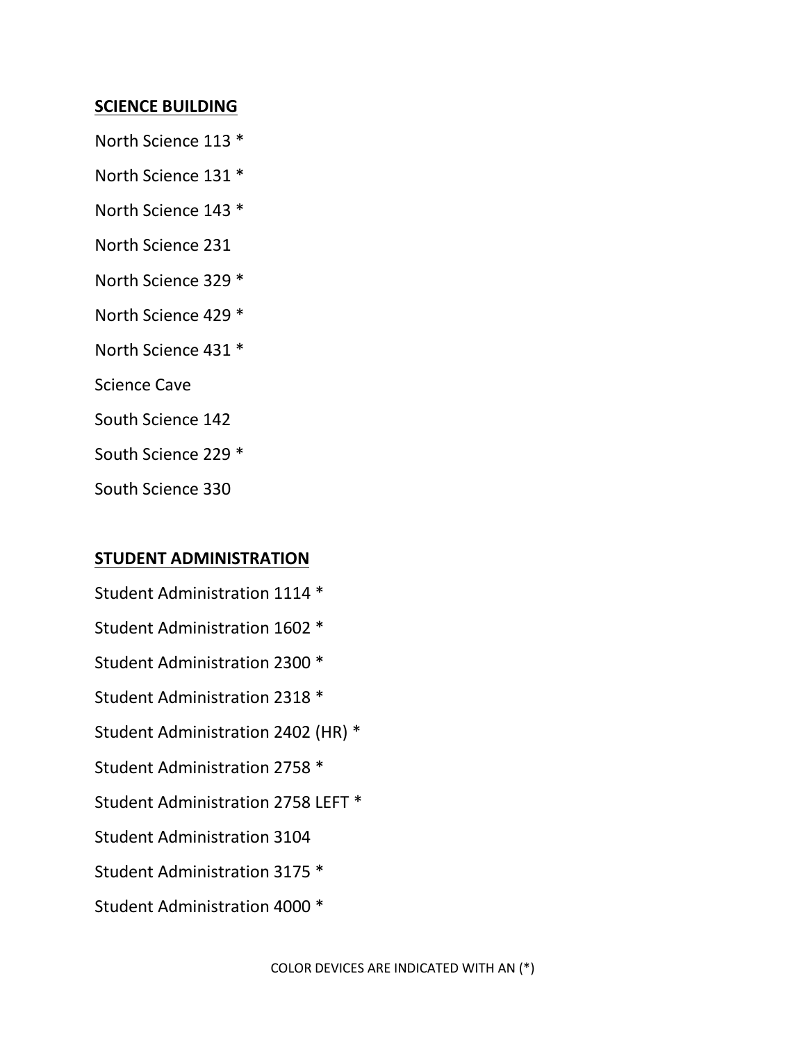**SCIENCE BUILDING**

North Science 113 *

North Science 131 *

North Science 143 *

North Science 231

North Science 329 *

North Science 429 *

North Science 431 *

Science Cave

South Science 142

South Science 229 *

South Science 330

**STUDENT ADMINISTRATION**

Student Administration 1114 *

Student Administration 1602 *

Student Administration 2300 *

Student Administration 2318 *

Student Administration 2402 (HR) *

Student Administration 2758 *

Student Administration 2758 LEFT *

Student Administration 3104

Student Administration 3175 *

Student Administration 4000 *

COLOR DEVICES ARE INDICATED WITH AN (*)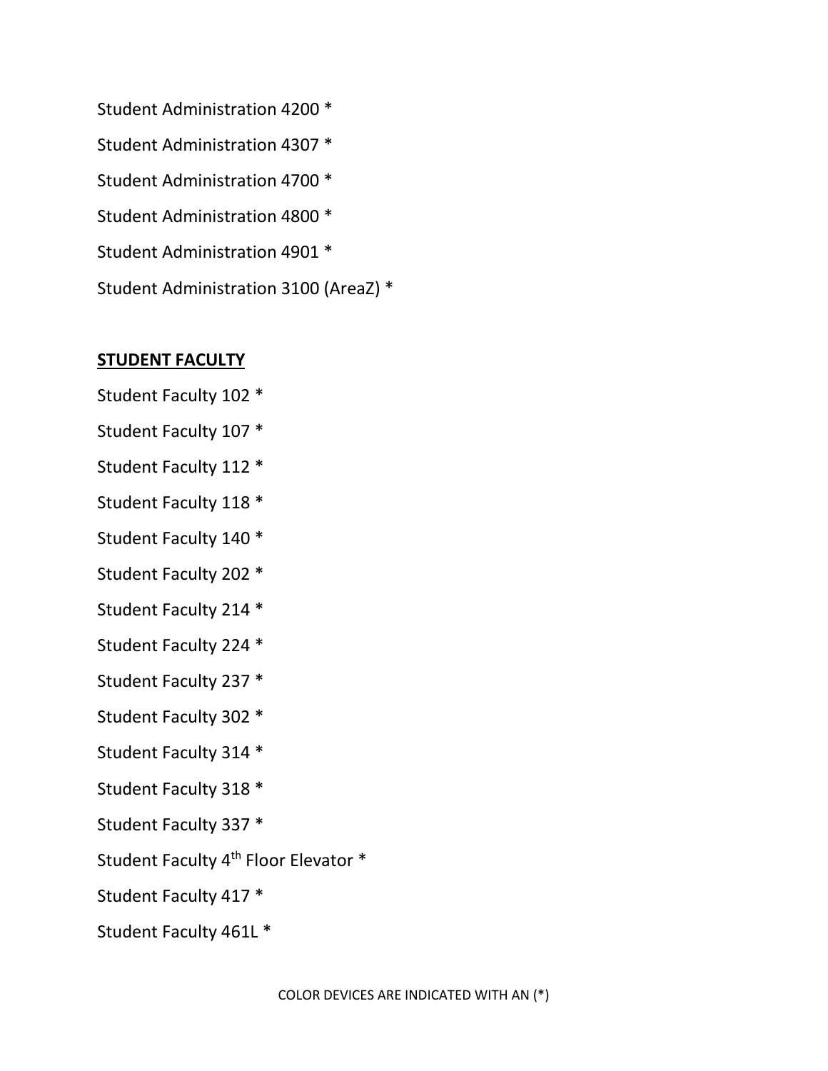Student Administration 4200 *

Student Administration 4307 *

Student Administration 4700 *

Student Administration 4800 *

Student Administration 4901 *

Student Administration 3100 (AreaZ) *

## **STUDENT FACULTY**

Student Faculty 102 *

Student Faculty 107 *

Student Faculty 112 *

Student Faculty 118 *

Student Faculty 140 *

Student Faculty 202 *

Student Faculty 214 *

Student Faculty 224 *

Student Faculty 237 *

Student Faculty 302 *

Student Faculty 314 *

Student Faculty 318 *

Student Faculty 337 *

Student Faculty 4th Floor Elevator *

Student Faculty 417 *

Student Faculty 461L *

COLOR DEVICES ARE INDICATED WITH AN (*)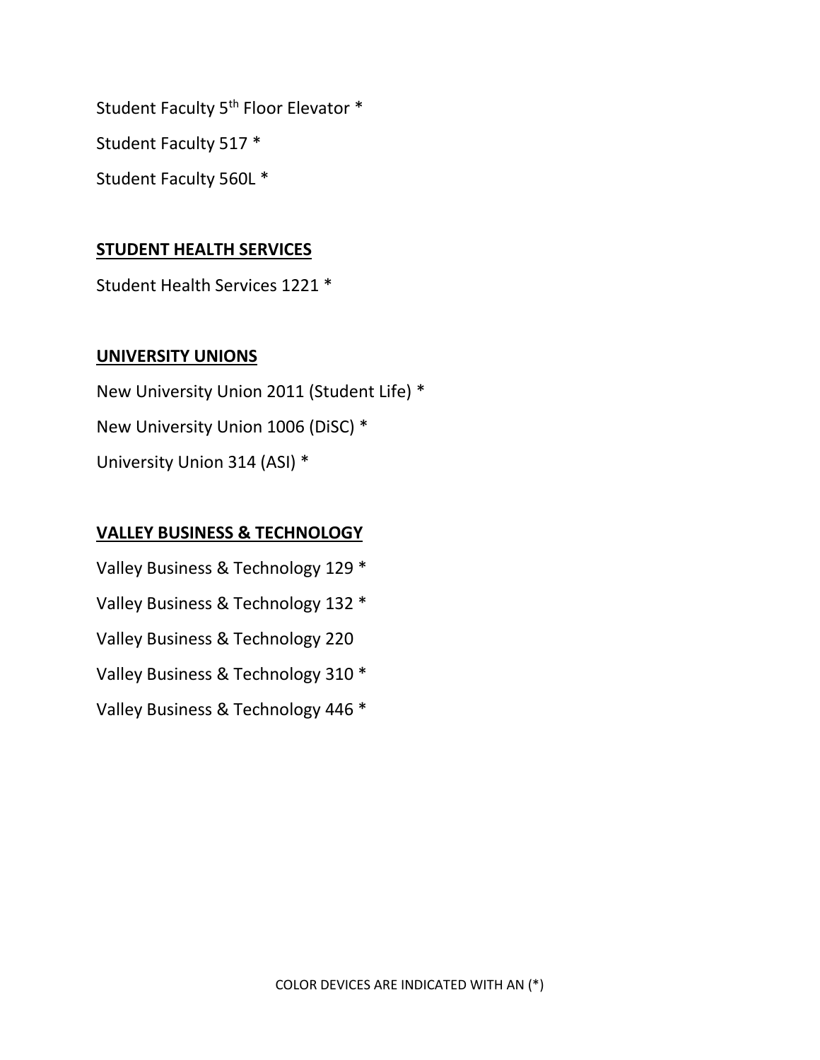Student Faculty 5th Floor Elevator *

Student Faculty 517 *

Student Faculty 560L *

## STUDENT HEALTH SERVICES

Student Health Services 1221 *

## UNIVERSITY UNIONS

New University Union 2011 (Student Life) *

New University Union 1006 (DiSC) *

University Union 314 (ASI) *

## VALLEY BUSINESS & TECHNOLOGY

Valley Business & Technology 129 *

Valley Business & Technology 132 *

Valley Business & Technology 220

Valley Business & Technology 310 *

Valley Business & Technology 446 *

COLOR DEVICES ARE INDICATED WITH AN (*)